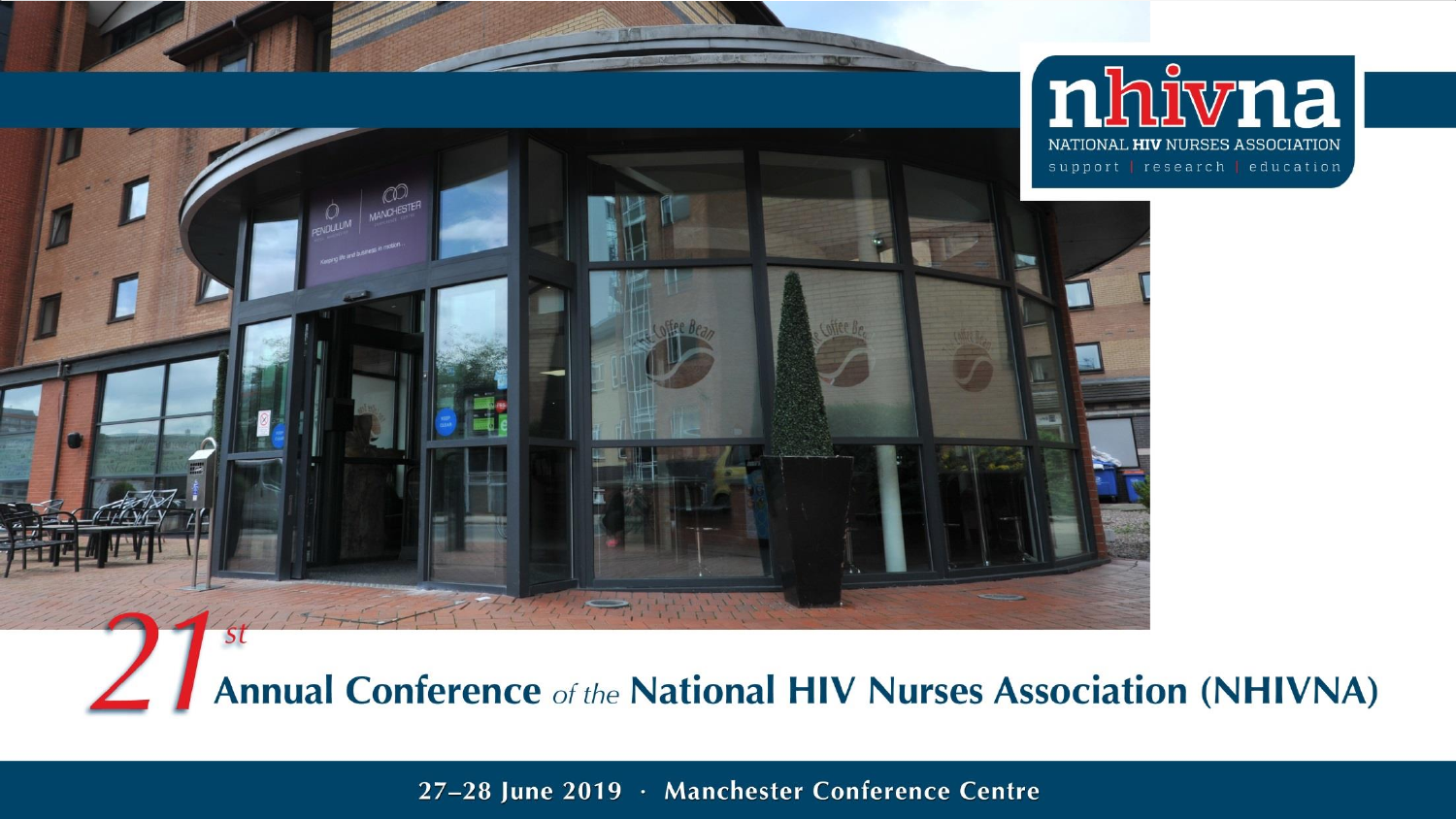nhivna

NATIONAL HIV NURSES ASSOCIATION

support | research | education

# 21st Annual Conference *of the* National HIV Nurses Association (NHIVNA)

**27–28 June 2019 · Manchester Conference Centre**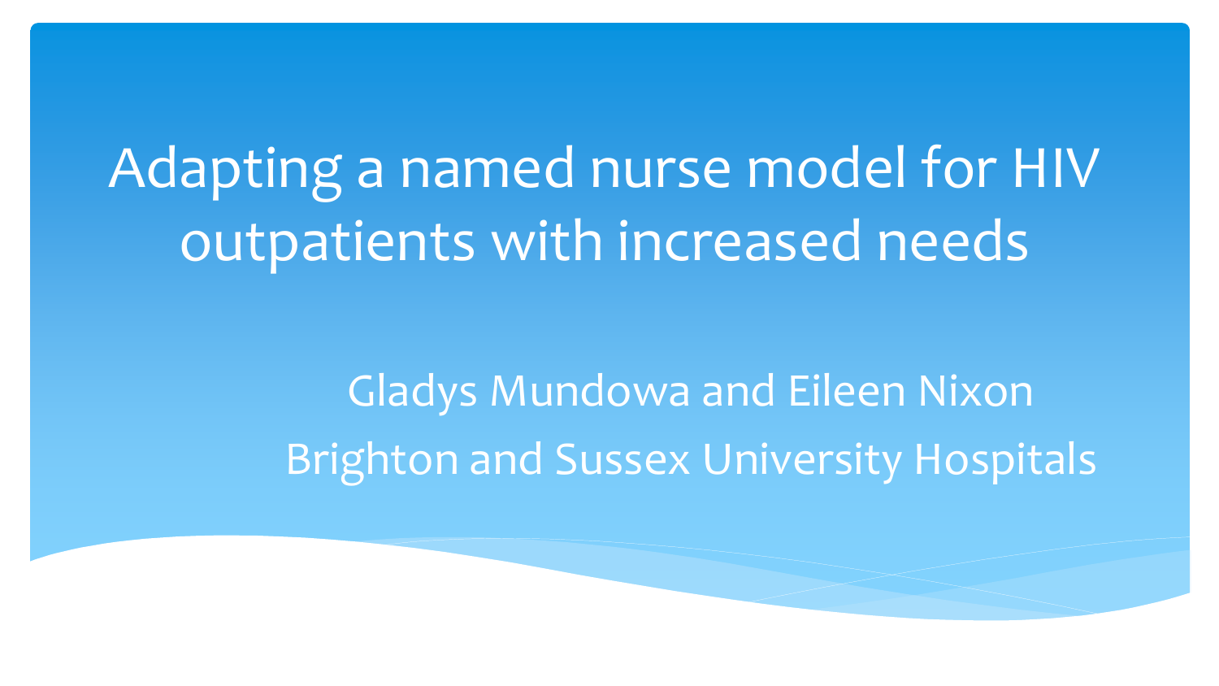# Adapting a named nurse model for HIV outpatients with increased needs

Gladys Mundowa and Eileen Nixon

Brighton and Sussex University Hospitals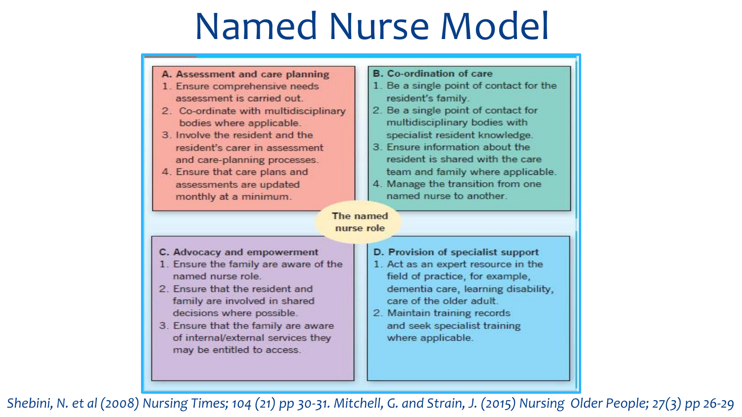# Named Nurse Model

**The named nurse role**

### A. Assessment and care planning

1. Ensure comprehensive needs assessment is carried out.
2. Co-ordinate with multidisciplinary bodies where applicable.
3. Involve the resident and the resident's carer in assessment and care-planning processes.
4. Ensure that care plans and assessments are updated monthly at a minimum.

### B. Co-ordination of care

1. Be a single point of contact for the resident's family.
2. Be a single point of contact for multidisciplinary bodies with specialist resident knowledge.
3. Ensure information about the resident is shared with the care team and family where applicable.
4. Manage the transition from one named nurse to another.

### C. Advocacy and empowerment

1. Ensure the family are aware of the named nurse role.
2. Ensure that the resident and family are involved in shared decisions where possible.
3. Ensure that the family are aware of internal/external services they may be entitled to access.

### D. Provision of specialist support

1. Act as an expert resource in the field of practice, for example, dementia care, learning disability, care of the older adult.
2. Maintain training records and seek specialist training where applicable.

*Shebini, N. et al (2008) Nursing Times; 104 (21) pp 30-31. Mitchell, G. and Strain, J. (2015) Nursing Older People; 27(3) pp 26-29*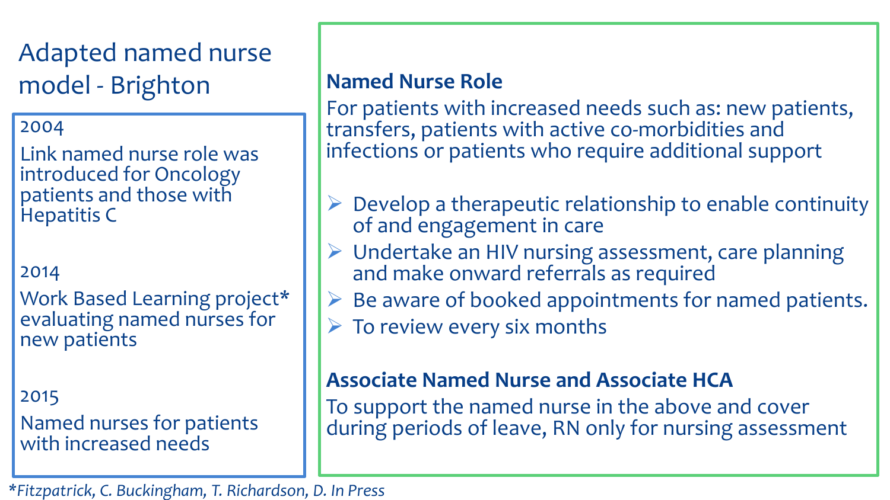# Adapted named nurse model - Brighton

2004

Link named nurse role was introduced for Oncology patients and those with Hepatitis C

2014

Work Based Learning project* evaluating named nurses for new patients

2015

Named nurses for patients with increased needs

### Named Nurse Role

For patients with increased needs such as: new patients, transfers, patients with active co-morbidities and infections or patients who require additional support

- Develop a therapeutic relationship to enable continuity of and engagement in care
- Undertake an HIV nursing assessment, care planning and make onward referrals as required
- Be aware of booked appointments for named patients.
- To review every six months

### Associate Named Nurse and Associate HCA

To support the named nurse in the above and cover during periods of leave, RN only for nursing assessment

*Fitzpatrick, C. Buckingham, T. Richardson, D. In Press*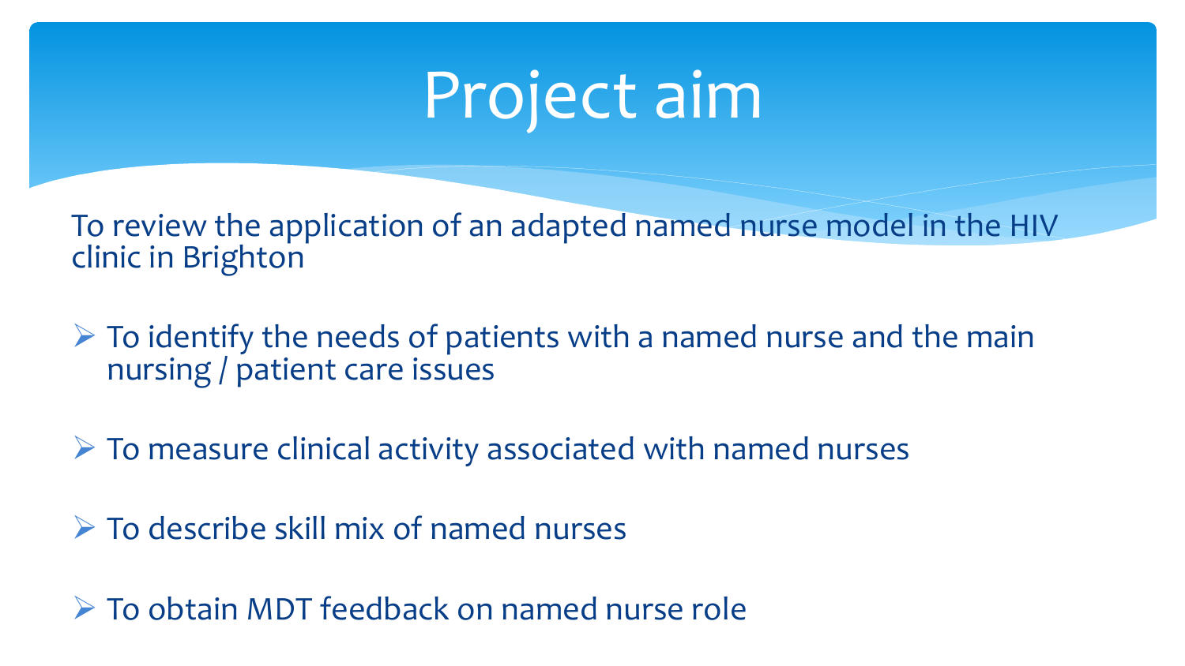# Project aim

To review the application of an adapted named nurse model in the HIV clinic in Brighton

- To identify the needs of patients with a named nurse and the main nursing / patient care issues
- To measure clinical activity associated with named nurses
- To describe skill mix of named nurses
- To obtain MDT feedback on named nurse role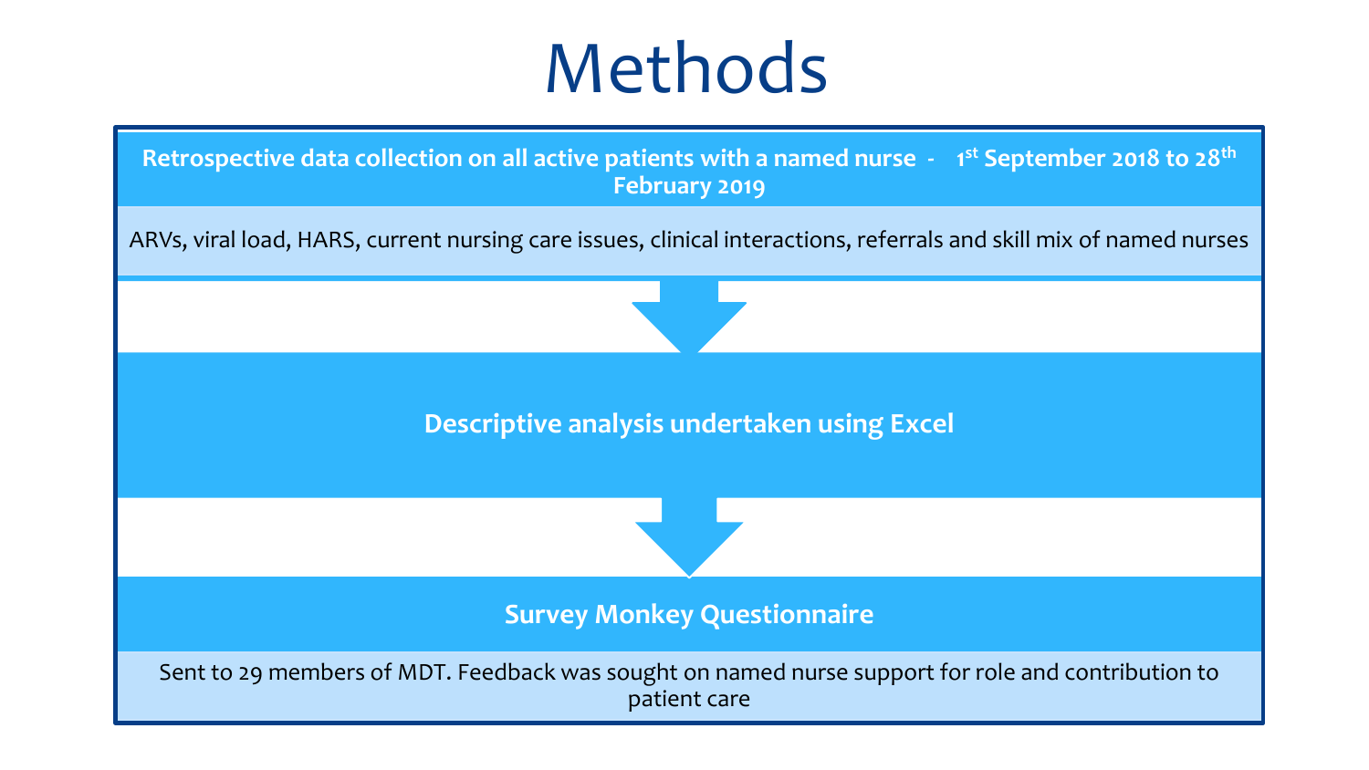# Methods

**Retrospective data collection on all active patients with a named nurse - 1st September 2018 to 28th February 2019**

ARVs, viral load, HARS, current nursing care issues, clinical interactions, referrals and skill mix of named nurses

**Descriptive analysis undertaken using Excel**

**Survey Monkey Questionnaire**

Sent to 29 members of MDT. Feedback was sought on named nurse support for role and contribution to patient care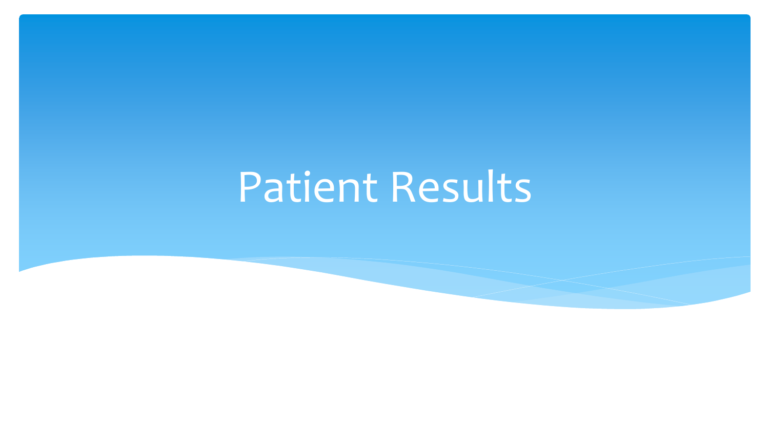# Patient Results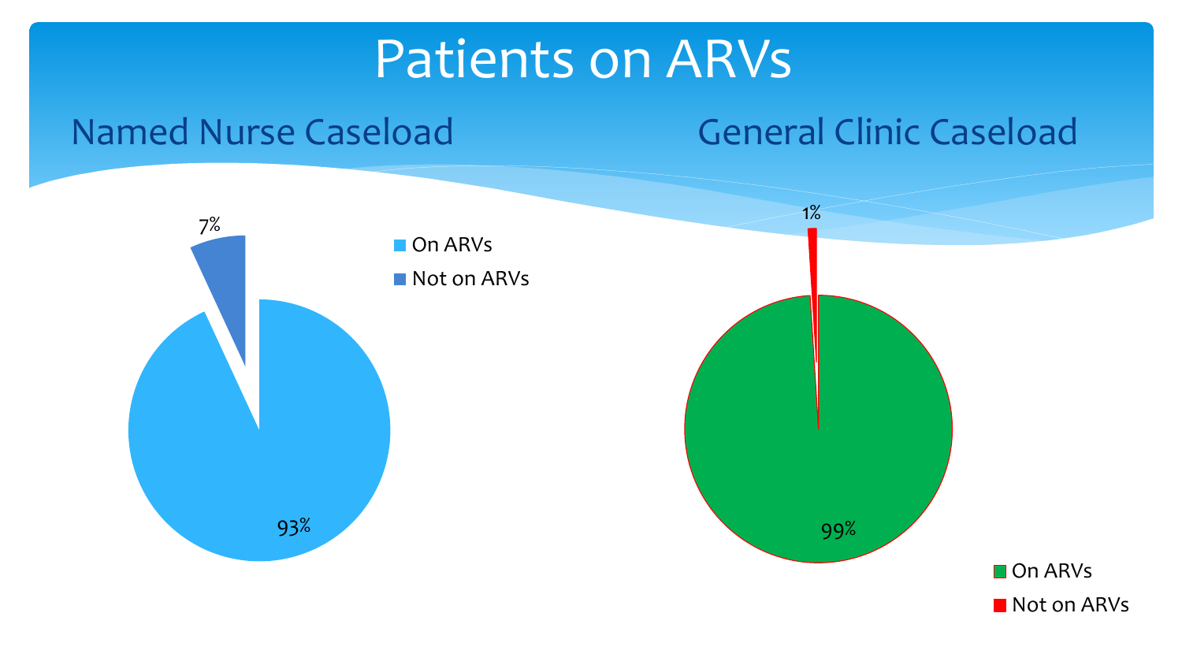# Patients on ARVs

## Named Nurse Caseload

7%

93%

- On ARVs
- Not on ARVs

## General Clinic Caseload

1%

99%

- On ARVs
- Not on ARVs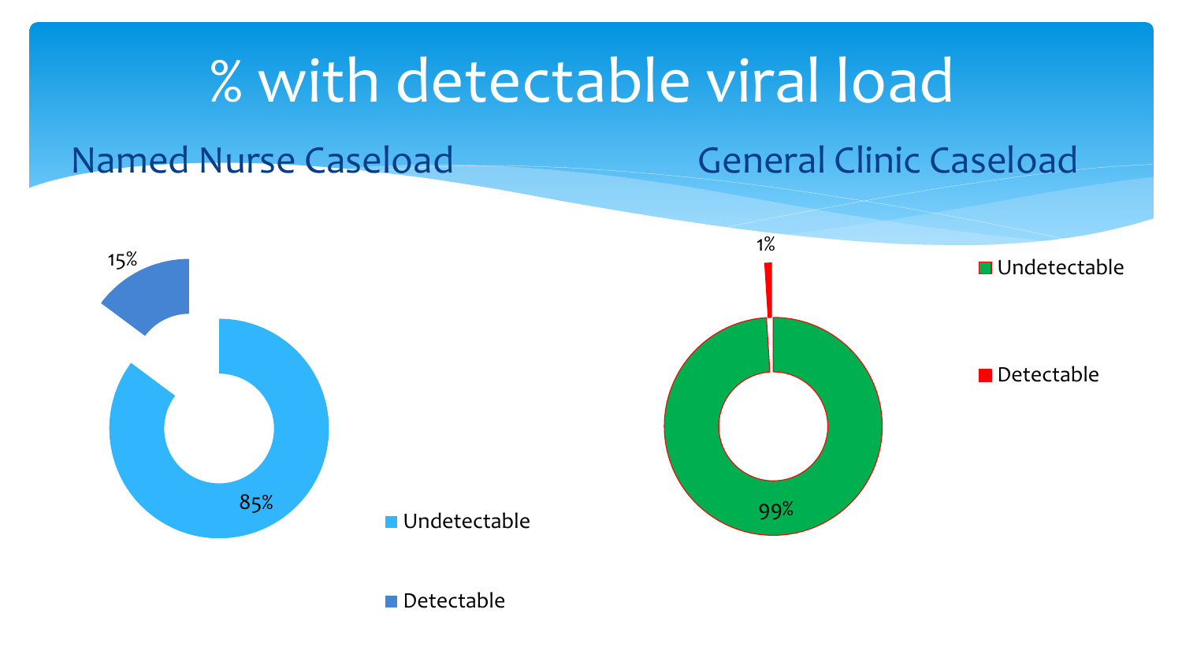# % with detectable viral load

## Named Nurse Caseload

15%

85%

- Undetectable
- Detectable

## General Clinic Caseload

1%

99%

- Undetectable
- Detectable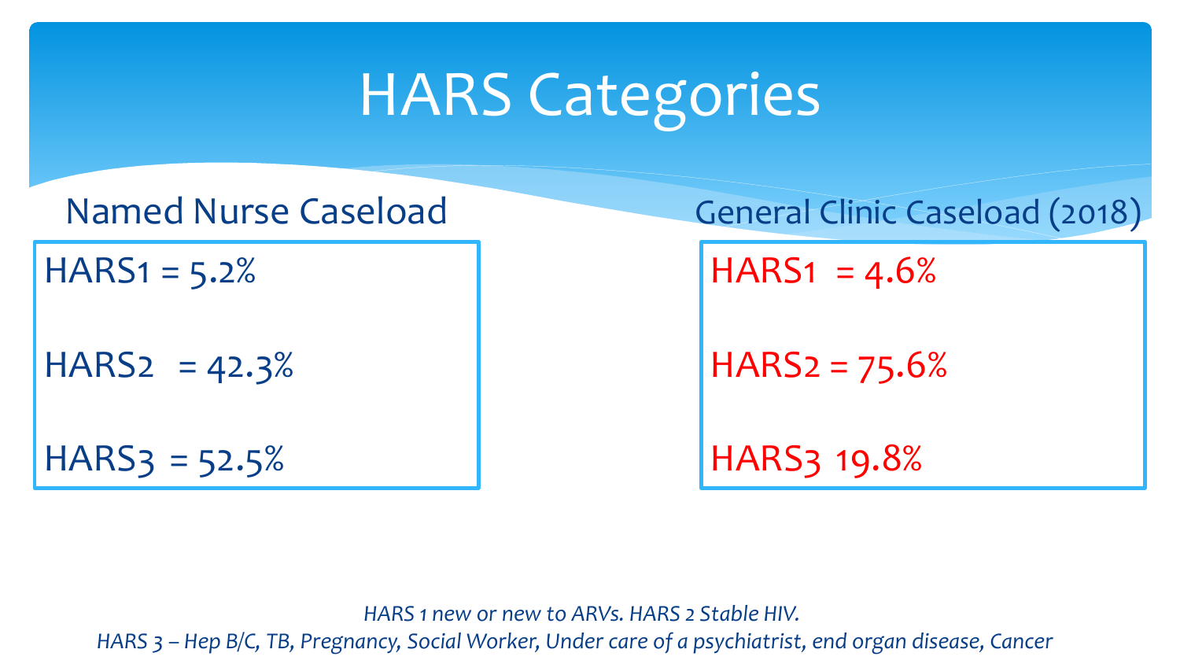# HARS Categories

## Named Nurse Caseload

HARS1 = 5.2%

HARS2 = 42.3%

HARS3 = 52.5%

## General Clinic Caseload (2018)

HARS1 = 4.6%

HARS2 = 75.6%

HARS3 19.8%

*HARS 1 new or new to ARVs. HARS 2 Stable HIV.*
*HARS 3 – Hep B/C, TB, Pregnancy, Social Worker, Under care of a psychiatrist, end organ disease, Cancer*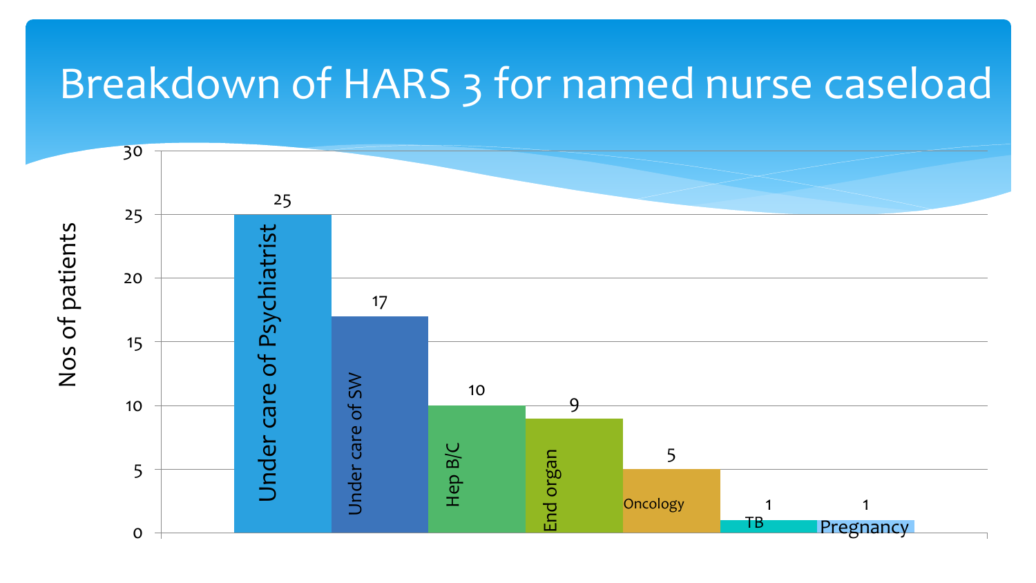# Breakdown of HARS 3 for named nurse caseload

| Category | Nos of patients |
|---|---|
| Under care of Psychiatrist | 25 |
| Under care of SW | 17 |
| Hep B/C | 10 |
| End organ | 9 |
| Oncology | 5 |
| TB | 1 |
| Pregnancy | 1 |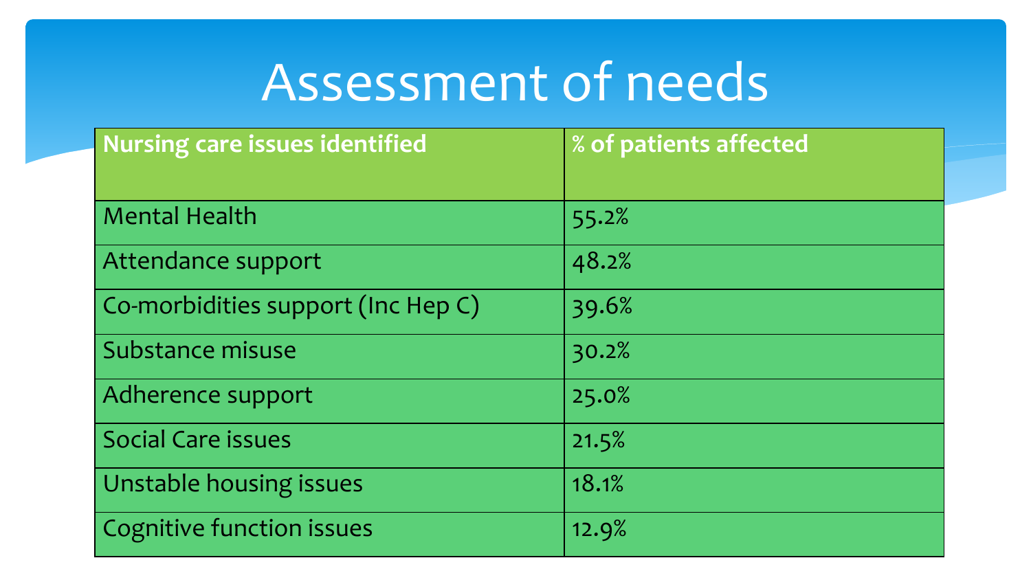# Assessment of needs

| Nursing care issues identified | % of patients affected |
|---|---|
| Mental Health | 55.2% |
| Attendance support | 48.2% |
| Co-morbidities support (Inc Hep C) | 39.6% |
| Substance misuse | 30.2% |
| Adherence support | 25.0% |
| Social Care issues | 21.5% |
| Unstable housing issues | 18.1% |
| Cognitive function issues | 12.9% |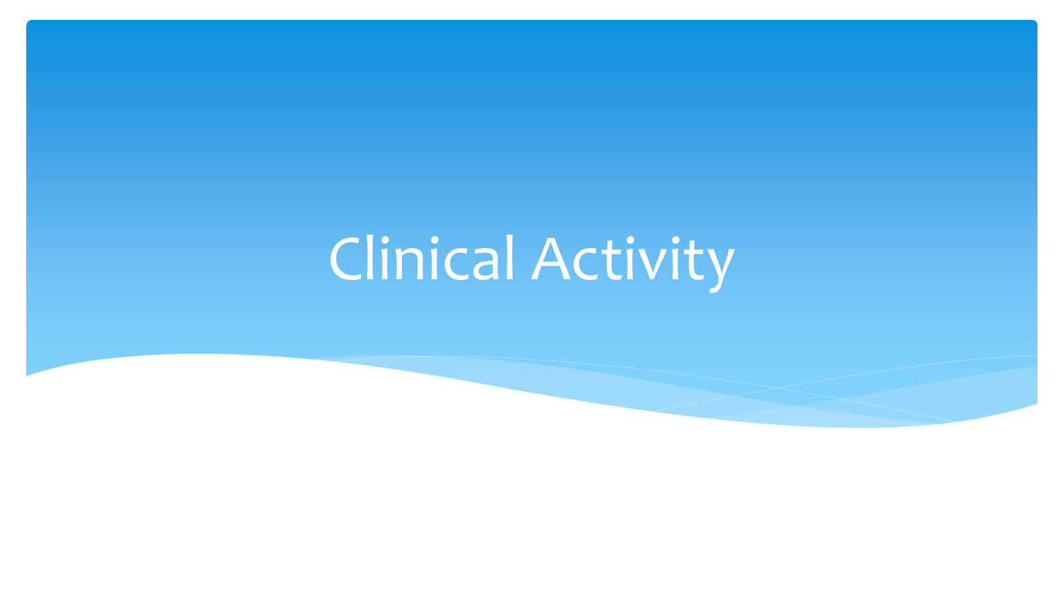# Clinical Activity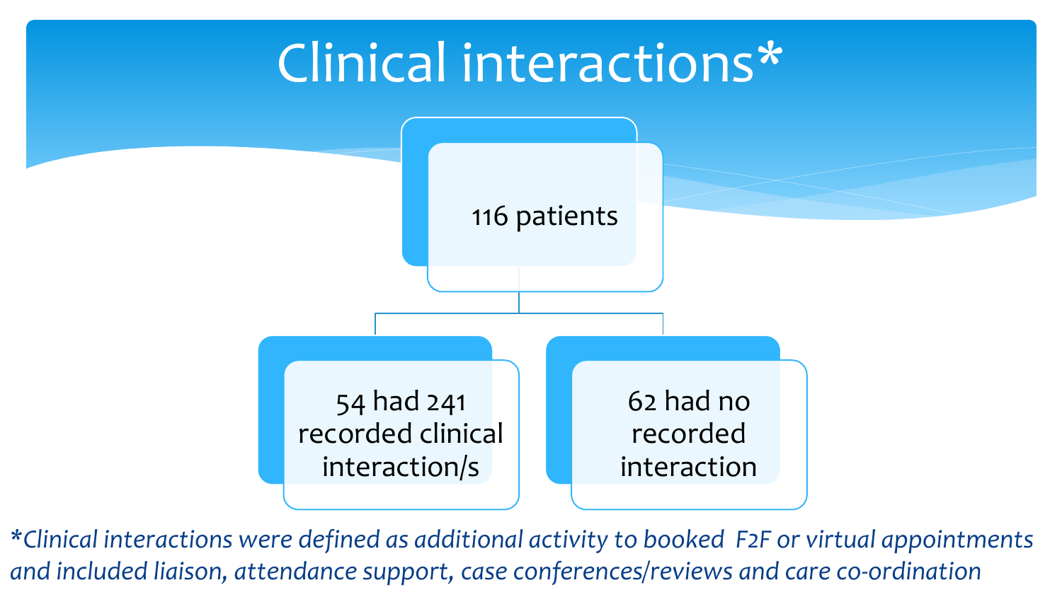# Clinical interactions*

116 patients

- 54 had 241 recorded clinical interaction/s
- 62 had no recorded interaction

*\*Clinical interactions were defined as additional activity to booked F2F or virtual appointments and included liaison, attendance support, case conferences/reviews and care co-ordination*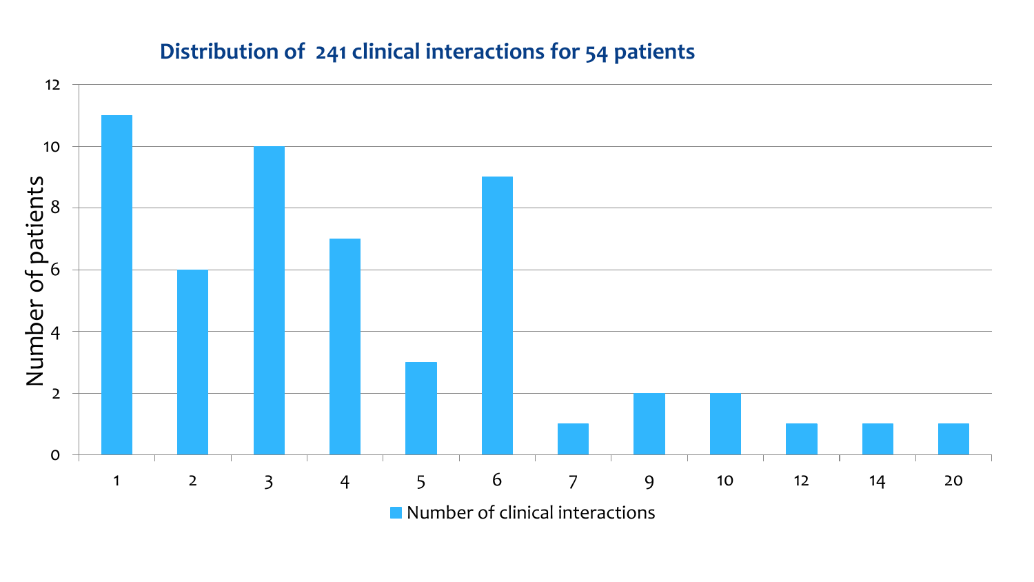## Distribution of 241 clinical interactions for 54 patients

| Number of clinical interactions | Number of patients |
|---|---|
| 1 | 11 |
| 2 | 6 |
| 3 | 10 |
| 4 | 7 |
| 5 | 3 |
| 6 | 9 |
| 7 | 1 |
| 9 | 2 |
| 10 | 2 |
| 12 | 1 |
| 14 | 1 |
| 20 | 1 |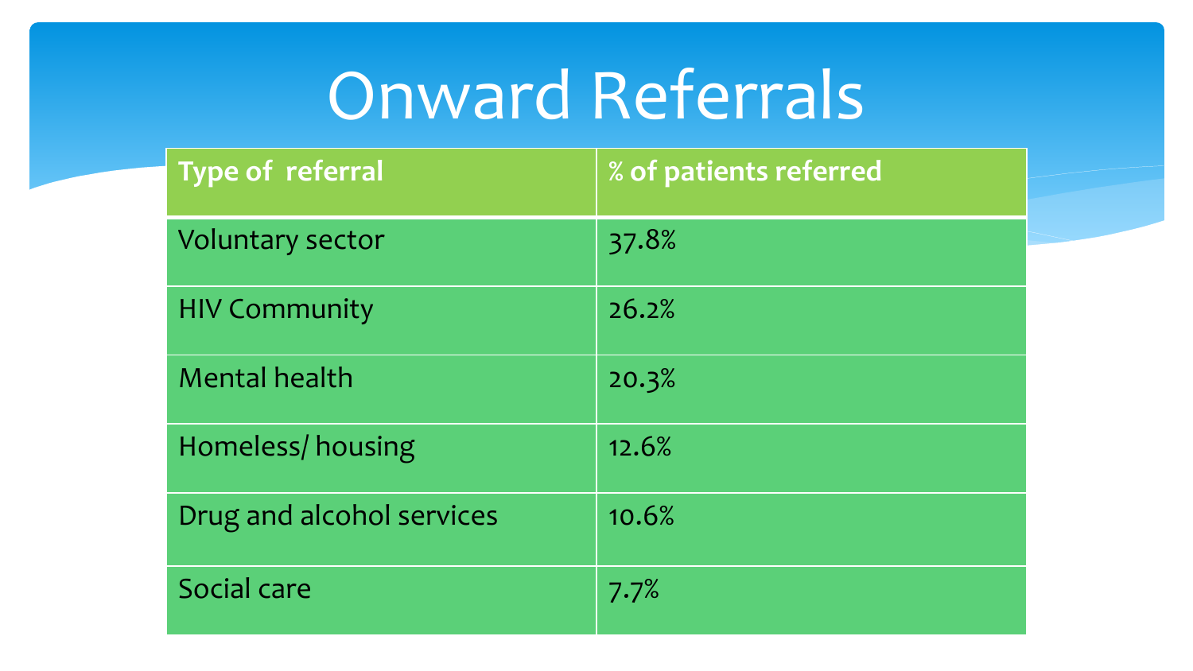# Onward Referrals

| Type of referral | % of patients referred |
| --- | --- |
| Voluntary sector | 37.8% |
| HIV Community | 26.2% |
| Mental health | 20.3% |
| Homeless/ housing | 12.6% |
| Drug and alcohol services | 10.6% |
| Social care | 7.7% |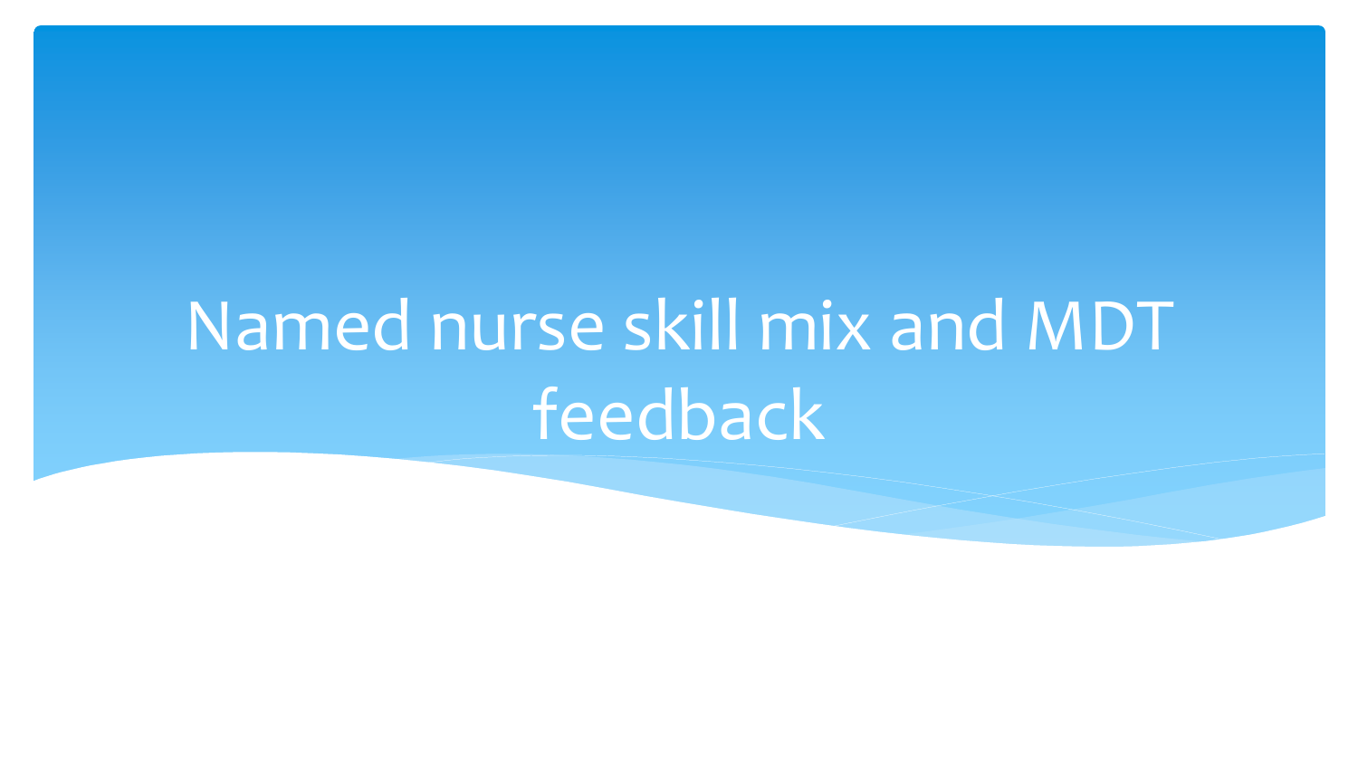# Named nurse skill mix and MDT feedback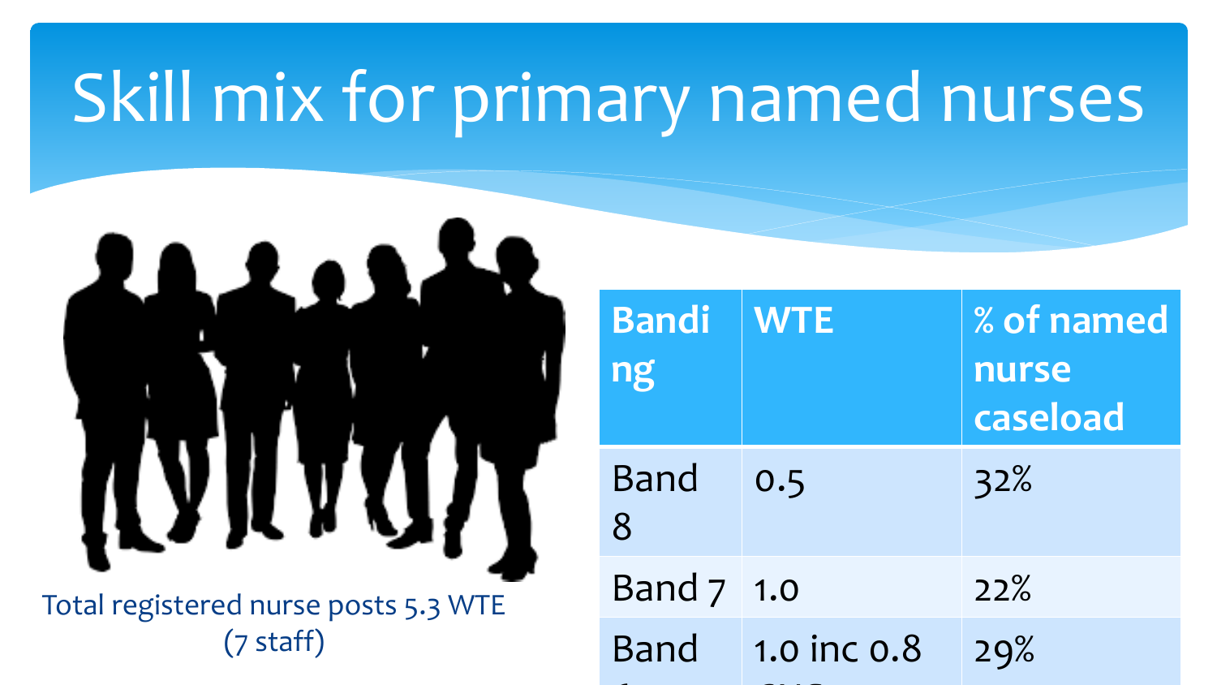# Skill mix for primary named nurses

Total registered nurse posts 5.3 WTE (7 staff)

| Banding | WTE | % of named nurse caseload |
|---|---|---|
| Band 8 | 0.5 | 32% |
| Band 7 | 1.0 | 22% |
| Band | 1.0 inc 0.8 | 29% |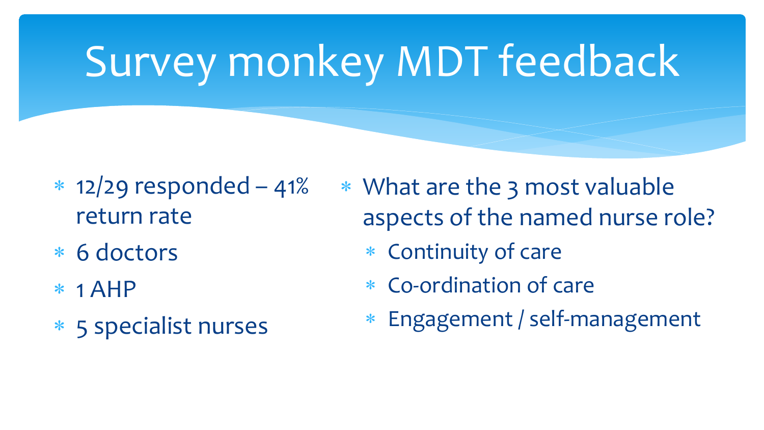# Survey monkey MDT feedback

- 12/29 responded – 41% return rate
- 6 doctors
- 1 AHP
- 5 specialist nurses

- What are the 3 most valuable aspects of the named nurse role?
  - Continuity of care
  - Co-ordination of care
  - Engagement / self-management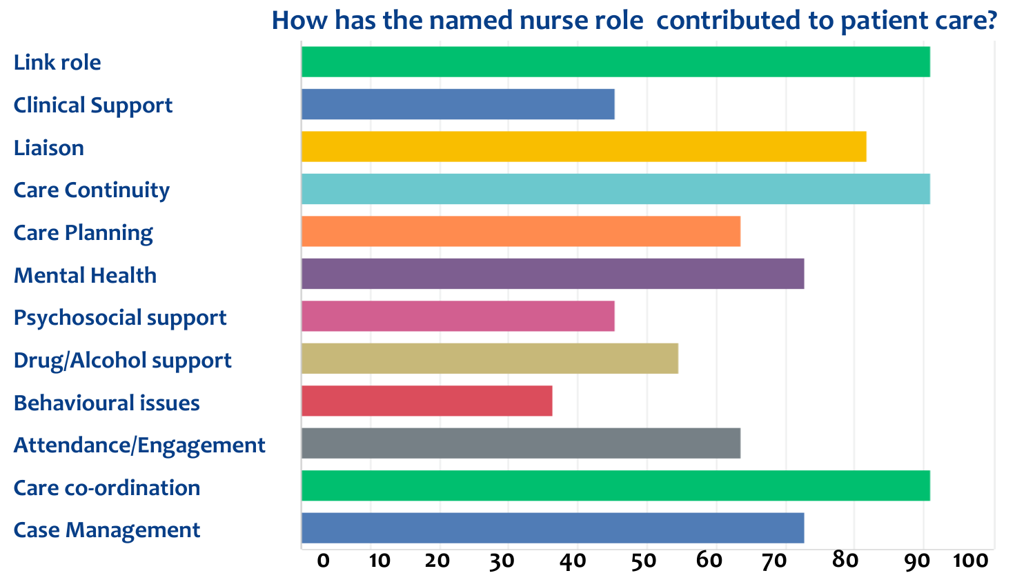# How has the named nurse role contributed to patient care?

- Link role
- Clinical Support
- Liaison
- Care Continuity
- Care Planning
- Mental Health
- Psychosocial support
- Drug/Alcohol support
- Behavioural issues
- Attendance/Engagement
- Care co-ordination
- Case Management

0 10 20 30 40 50 60 70 80 90 100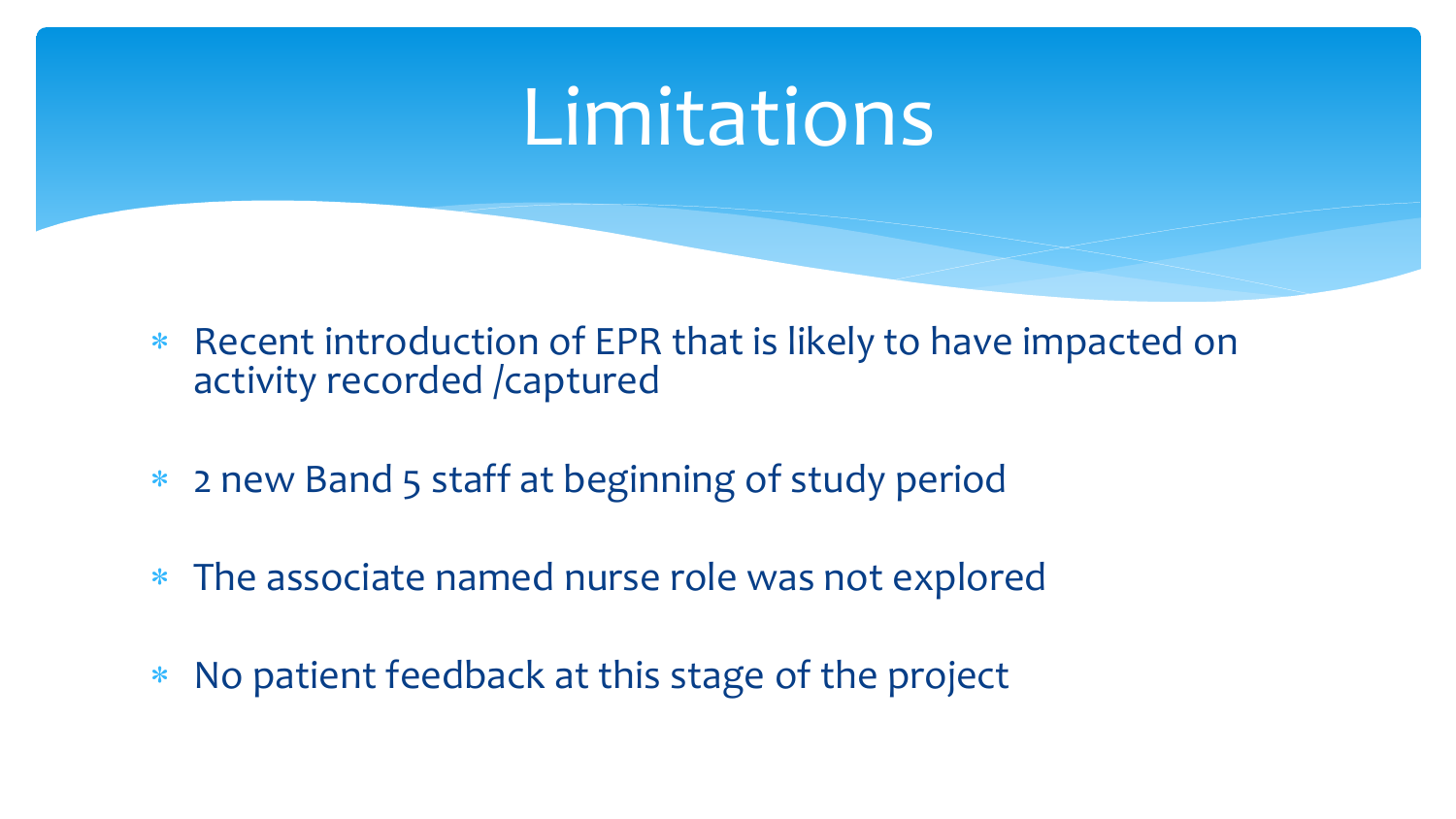# Limitations

- Recent introduction of EPR that is likely to have impacted on activity recorded /captured
- 2 new Band 5 staff at beginning of study period
- The associate named nurse role was not explored
- No patient feedback at this stage of the project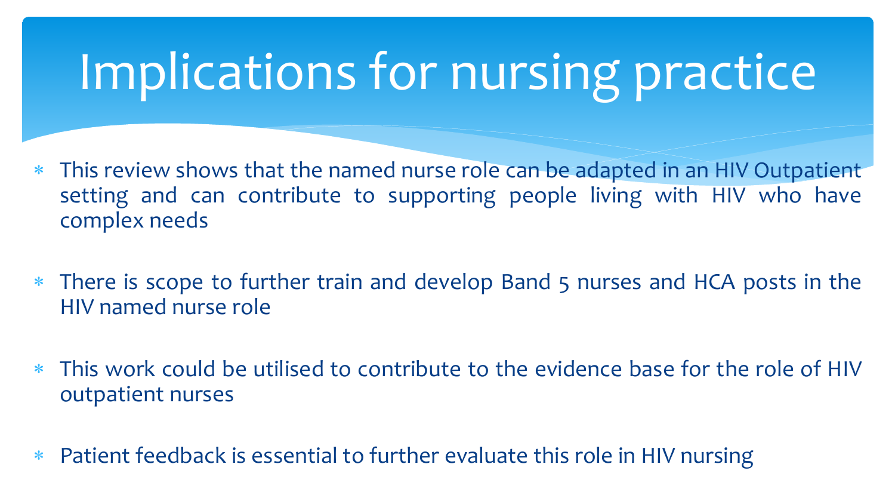# Implications for nursing practice

- This review shows that the named nurse role can be adapted in an HIV Outpatient setting and can contribute to supporting people living with HIV who have complex needs
- There is scope to further train and develop Band 5 nurses and HCA posts in the HIV named nurse role
- This work could be utilised to contribute to the evidence base for the role of HIV outpatient nurses
- Patient feedback is essential to further evaluate this role in HIV nursing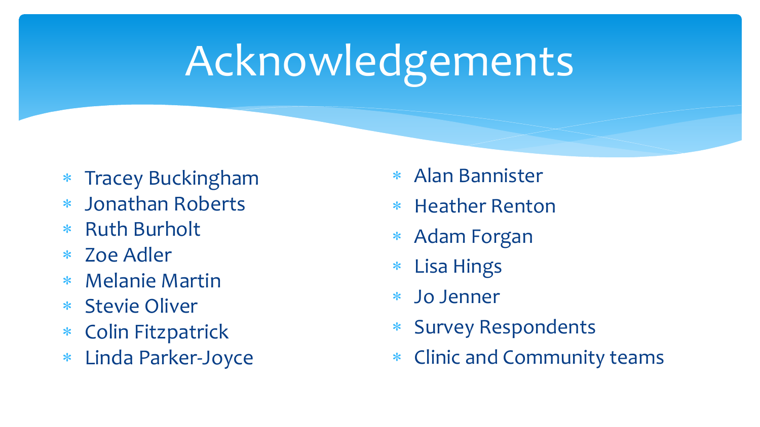# Acknowledgements

- Tracey Buckingham
- Jonathan Roberts
- Ruth Burholt
- Zoe Adler
- Melanie Martin
- Stevie Oliver
- Colin Fitzpatrick
- Linda Parker-Joyce
- Alan Bannister
- Heather Renton
- Adam Forgan
- Lisa Hings
- Jo Jenner
- Survey Respondents
- Clinic and Community teams